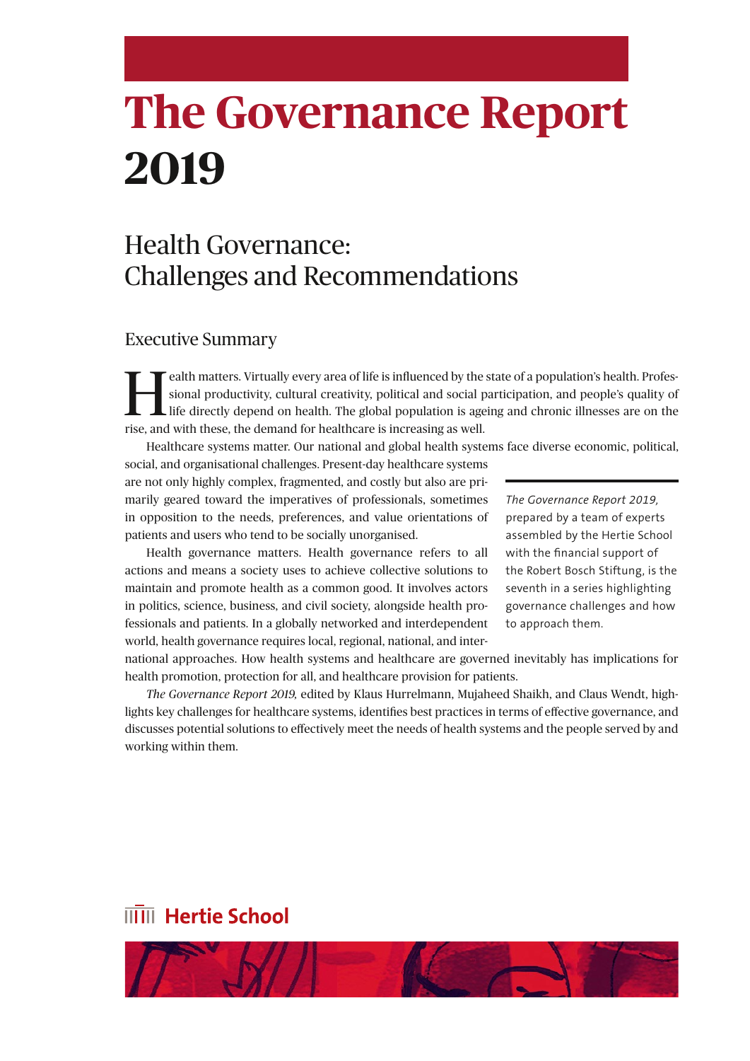# The Governance Report 2019

## Health Governance: Challenges and Recommendations

### Executive Summary

Health matters. Virtually every area of life is influenced by the state of a population's health. Professional productivity, cultural creativity, political and social participation, and people's quality of life directly depend on health. The global population is ageing and chronic illnesses are on the rise, and with these, the demand for healthcare is increasing as well.

Healthcare systems matter. Our national and global health systems face diverse economic, political, social, and organisational challenges. Present-day healthcare systems are not only highly complex, fragmented, and costly but also are primarily geared toward the imperatives of professionals, sometimes in opposition to the needs, preferences, and value orientations of patients and users who tend to be socially unorganised.

Health governance matters. Health governance refers to all actions and means a society uses to achieve collective solutions to maintain and promote health as a common good. It involves actors in politics, science, business, and civil society, alongside health professionals and patients. In a globally networked and interdependent world, health governance requires local, regional, national, and international approaches. How health systems and healthcare are governed inevitably has implications for health promotion, protection for all, and healthcare provision for patients.

*The Governance Report 2019,* edited by Klaus Hurrelmann, Mujaheed Shaikh, and Claus Wendt, highlights key challenges for healthcare systems, identifies best practices in terms of effective governance, and discusses potential solutions to effectively meet the needs of health systems and the people served by and working within them.

*The Governance Report 2019,* prepared by a team of experts assembled by the Hertie School with the financial support of the Robert Bosch Stiftung, is the seventh in a series highlighting governance challenges and how to approach them.

Hertie School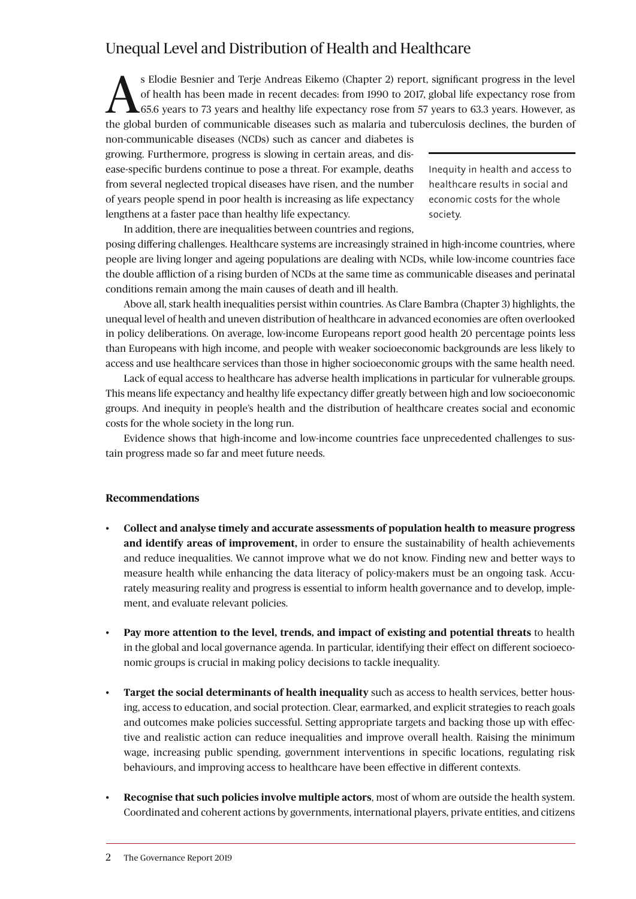## Unequal Level and Distribution of Health and Healthcare

As Elodie Besnier and Terje Andreas Eikemo (Chapter 2) report, significant progress in the level of health has been made in recent decades: from 1990 to 2017, global life expectancy rose from 65.6 years to 73 years and healthy life expectancy rose from 57 years to 63.3 years. However, as the global burden of communicable diseases such as malaria and tuberculosis declines, the burden of non-communicable diseases (NCDs) such as cancer and diabetes is growing. Furthermore, progress is slowing in certain areas, and disease-specific burdens continue to pose a threat. For example, deaths from several neglected tropical diseases have risen, and the number of years people spend in poor health is increasing as life expectancy lengthens at a faster pace than healthy life expectancy.

> Inequity in health and access to healthcare results in social and economic costs for the whole society.

In addition, there are inequalities between countries and regions, posing differing challenges. Healthcare systems are increasingly strained in high-income countries, where people are living longer and ageing populations are dealing with NCDs, while low-income countries face the double affliction of a rising burden of NCDs at the same time as communicable diseases and perinatal conditions remain among the main causes of death and ill health.

Above all, stark health inequalities persist within countries. As Clare Bambra (Chapter 3) highlights, the unequal level of health and uneven distribution of healthcare in advanced economies are often overlooked in policy deliberations. On average, low-income Europeans report good health 20 percentage points less than Europeans with high income, and people with weaker socioeconomic backgrounds are less likely to access and use healthcare services than those in higher socioeconomic groups with the same health need.

Lack of equal access to healthcare has adverse health implications in particular for vulnerable groups. This means life expectancy and healthy life expectancy differ greatly between high and low socioeconomic groups. And inequity in people's health and the distribution of healthcare creates social and economic costs for the whole society in the long run.

Evidence shows that high-income and low-income countries face unprecedented challenges to sustain progress made so far and meet future needs.

### Recommendations

- **Collect and analyse timely and accurate assessments of population health to measure progress and identify areas of improvement,** in order to ensure the sustainability of health achievements and reduce inequalities. We cannot improve what we do not know. Finding new and better ways to measure health while enhancing the data literacy of policy-makers must be an ongoing task. Accurately measuring reality and progress is essential to inform health governance and to develop, implement, and evaluate relevant policies.

- **Pay more attention to the level, trends, and impact of existing and potential threats** to health in the global and local governance agenda. In particular, identifying their effect on different socioeconomic groups is crucial in making policy decisions to tackle inequality.

- **Target the social determinants of health inequality** such as access to health services, better housing, access to education, and social protection. Clear, earmarked, and explicit strategies to reach goals and outcomes make policies successful. Setting appropriate targets and backing those up with effective and realistic action can reduce inequalities and improve overall health. Raising the minimum wage, increasing public spending, government interventions in specific locations, regulating risk behaviours, and improving access to healthcare have been effective in different contexts.

- **Recognise that such policies involve multiple actors**, most of whom are outside the health system. Coordinated and coherent actions by governments, international players, private entities, and citizens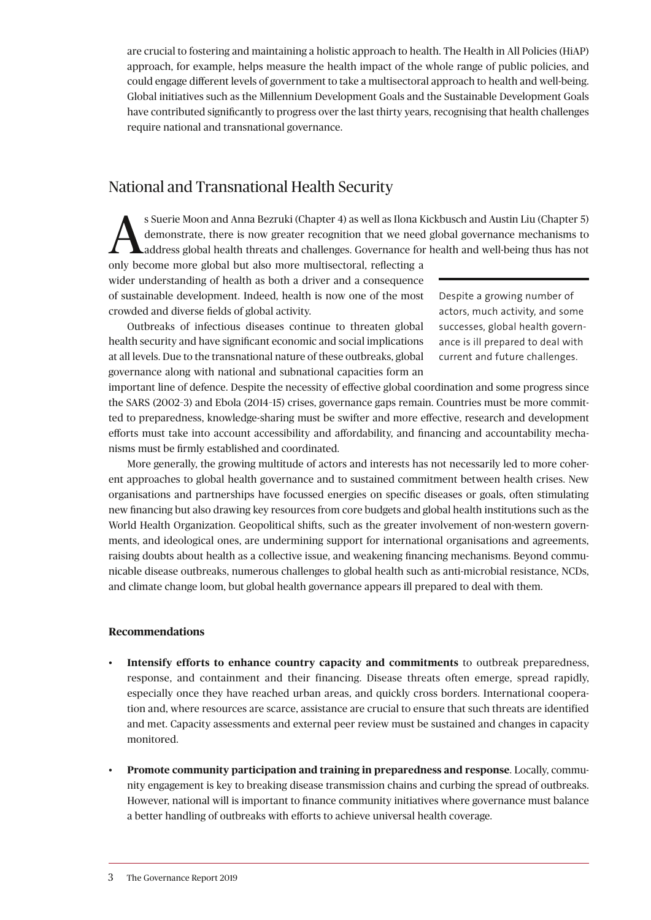are crucial to fostering and maintaining a holistic approach to health. The Health in All Policies (HiAP) approach, for example, helps measure the health impact of the whole range of public policies, and could engage different levels of government to take a multisectoral approach to health and well-being. Global initiatives such as the Millennium Development Goals and the Sustainable Development Goals have contributed significantly to progress over the last thirty years, recognising that health challenges require national and transnational governance.

## National and Transnational Health Security

As Suerie Moon and Anna Bezruki (Chapter 4) as well as Ilona Kickbusch and Austin Liu (Chapter 5) demonstrate, there is now greater recognition that we need global governance mechanisms to address global health threats and challenges. Governance for health and well-being thus has not only become more global but also more multisectoral, reflecting a wider understanding of health as both a driver and a consequence of sustainable development. Indeed, health is now one of the most crowded and diverse fields of global activity.

> Despite a growing number of actors, much activity, and some successes, global health governance is ill prepared to deal with current and future challenges.

Outbreaks of infectious diseases continue to threaten global health security and have significant economic and social implications at all levels. Due to the transnational nature of these outbreaks, global governance along with national and subnational capacities form an important line of defence. Despite the necessity of effective global coordination and some progress since the SARS (2002–3) and Ebola (2014–15) crises, governance gaps remain. Countries must be more committed to preparedness, knowledge-sharing must be swifter and more effective, research and development efforts must take into account accessibility and affordability, and financing and accountability mechanisms must be firmly established and coordinated.

More generally, the growing multitude of actors and interests has not necessarily led to more coherent approaches to global health governance and to sustained commitment between health crises. New organisations and partnerships have focussed energies on specific diseases or goals, often stimulating new financing but also drawing key resources from core budgets and global health institutions such as the World Health Organization. Geopolitical shifts, such as the greater involvement of non-western governments, and ideological ones, are undermining support for international organisations and agreements, raising doubts about health as a collective issue, and weakening financing mechanisms. Beyond communicable disease outbreaks, numerous challenges to global health such as anti-microbial resistance, NCDs, and climate change loom, but global health governance appears ill prepared to deal with them.

### Recommendations

- **Intensify efforts to enhance country capacity and commitments** to outbreak preparedness, response, and containment and their financing. Disease threats often emerge, spread rapidly, especially once they have reached urban areas, and quickly cross borders. International cooperation and, where resources are scarce, assistance are crucial to ensure that such threats are identified and met. Capacity assessments and external peer review must be sustained and changes in capacity monitored.
- **Promote community participation and training in preparedness and response**. Locally, community engagement is key to breaking disease transmission chains and curbing the spread of outbreaks. However, national will is important to finance community initiatives where governance must balance a better handling of outbreaks with efforts to achieve universal health coverage.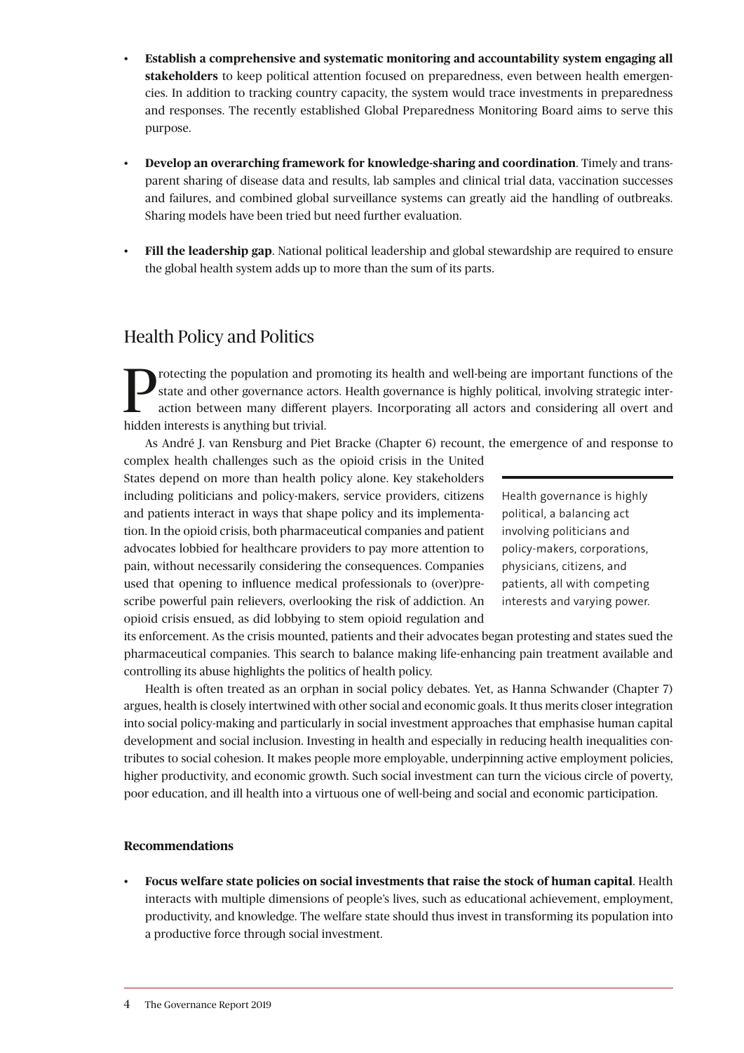- **Establish a comprehensive and systematic monitoring and accountability system engaging all stakeholders** to keep political attention focused on preparedness, even between health emergencies. In addition to tracking country capacity, the system would trace investments in preparedness and responses. The recently established Global Preparedness Monitoring Board aims to serve this purpose.

- **Develop an overarching framework for knowledge-sharing and coordination**. Timely and transparent sharing of disease data and results, lab samples and clinical trial data, vaccination successes and failures, and combined global surveillance systems can greatly aid the handling of outbreaks. Sharing models have been tried but need further evaluation.

- **Fill the leadership gap**. National political leadership and global stewardship are required to ensure the global health system adds up to more than the sum of its parts.

## Health Policy and Politics

Protecting the population and promoting its health and well-being are important functions of the state and other governance actors. Health governance is highly political, involving strategic interaction between many different players. Incorporating all actors and considering all overt and hidden interests is anything but trivial.

As André J. van Rensburg and Piet Bracke (Chapter 6) recount, the emergence of and response to complex health challenges such as the opioid crisis in the United States depend on more than health policy alone. Key stakeholders including politicians and policy-makers, service providers, citizens and patients interact in ways that shape policy and its implementation. In the opioid crisis, both pharmaceutical companies and patient advocates lobbied for healthcare providers to pay more attention to pain, without necessarily considering the consequences. Companies used that opening to influence medical professionals to (over)prescribe powerful pain relievers, overlooking the risk of addiction. An opioid crisis ensued, as did lobbying to stem opioid regulation and its enforcement. As the crisis mounted, patients and their advocates began protesting and states sued the pharmaceutical companies. This search to balance making life-enhancing pain treatment available and controlling its abuse highlights the politics of health policy.

> Health governance is highly political, a balancing act involving politicians and policy-makers, corporations, physicians, citizens, and patients, all with competing interests and varying power.

Health is often treated as an orphan in social policy debates. Yet, as Hanna Schwander (Chapter 7) argues, health is closely intertwined with other social and economic goals. It thus merits closer integration into social policy-making and particularly in social investment approaches that emphasise human capital development and social inclusion. Investing in health and especially in reducing health inequalities contributes to social cohesion. It makes people more employable, underpinning active employment policies, higher productivity, and economic growth. Such social investment can turn the vicious circle of poverty, poor education, and ill health into a virtuous one of well-being and social and economic participation.

### Recommendations

- **Focus welfare state policies on social investments that raise the stock of human capital**. Health interacts with multiple dimensions of people's lives, such as educational achievement, employment, productivity, and knowledge. The welfare state should thus invest in transforming its population into a productive force through social investment.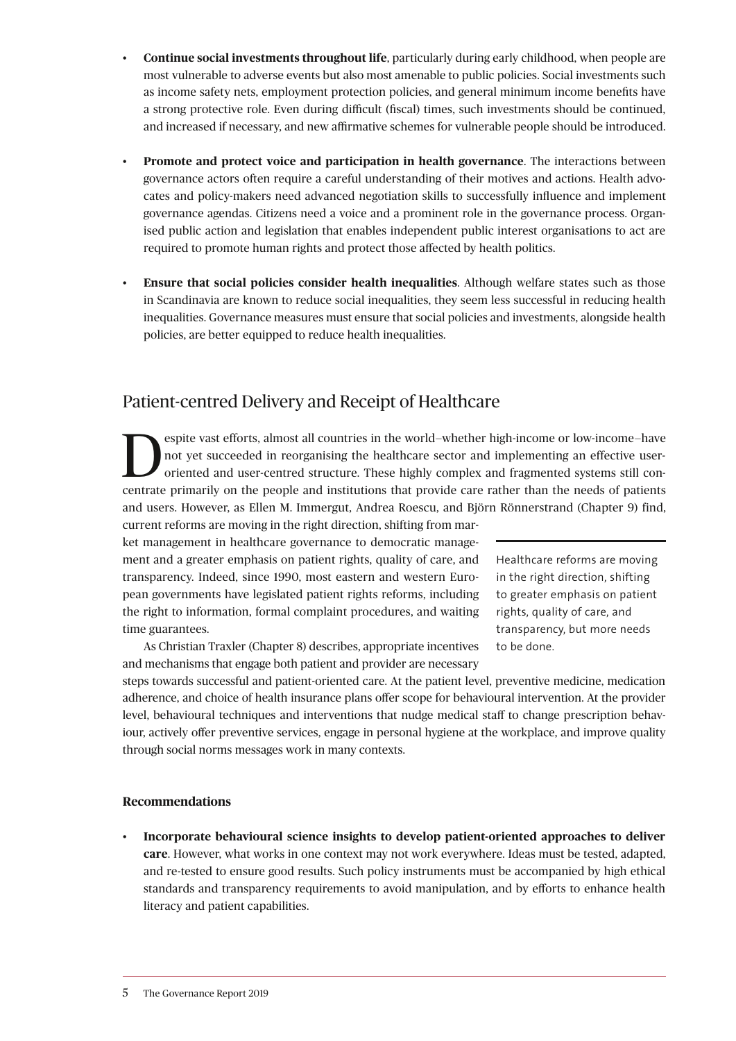- **Continue social investments throughout life**, particularly during early childhood, when people are most vulnerable to adverse events but also most amenable to public policies. Social investments such as income safety nets, employment protection policies, and general minimum income benefits have a strong protective role. Even during difficult (fiscal) times, such investments should be continued, and increased if necessary, and new affirmative schemes for vulnerable people should be introduced.
- **Promote and protect voice and participation in health governance**. The interactions between governance actors often require a careful understanding of their motives and actions. Health advocates and policy-makers need advanced negotiation skills to successfully influence and implement governance agendas. Citizens need a voice and a prominent role in the governance process. Organised public action and legislation that enables independent public interest organisations to act are required to promote human rights and protect those affected by health politics.
- **Ensure that social policies consider health inequalities**. Although welfare states such as those in Scandinavia are known to reduce social inequalities, they seem less successful in reducing health inequalities. Governance measures must ensure that social policies and investments, alongside health policies, are better equipped to reduce health inequalities.

## Patient-centred Delivery and Receipt of Healthcare

Despite vast efforts, almost all countries in the world—whether high-income or low-income—have not yet succeeded in reorganising the healthcare sector and implementing an effective user-oriented and user-centred structure. These highly complex and fragmented systems still concentrate primarily on the people and institutions that provide care rather than the needs of patients and users. However, as Ellen M. Immergut, Andrea Roescu, and Björn Rönnerstrand (Chapter 9) find, current reforms are moving in the right direction, shifting from market management in healthcare governance to democratic management and a greater emphasis on patient rights, quality of care, and transparency. Indeed, since 1990, most eastern and western European governments have legislated patient rights reforms, including the right to information, formal complaint procedures, and waiting time guarantees.

> Healthcare reforms are moving in the right direction, shifting to greater emphasis on patient rights, quality of care, and transparency, but more needs to be done.

As Christian Traxler (Chapter 8) describes, appropriate incentives and mechanisms that engage both patient and provider are necessary steps towards successful and patient-oriented care. At the patient level, preventive medicine, medication adherence, and choice of health insurance plans offer scope for behavioural intervention. At the provider level, behavioural techniques and interventions that nudge medical staff to change prescription behaviour, actively offer preventive services, engage in personal hygiene at the workplace, and improve quality through social norms messages work in many contexts.

**Recommendations**

- **Incorporate behavioural science insights to develop patient-oriented approaches to deliver care**. However, what works in one context may not work everywhere. Ideas must be tested, adapted, and re-tested to ensure good results. Such policy instruments must be accompanied by high ethical standards and transparency requirements to avoid manipulation, and by efforts to enhance health literacy and patient capabilities.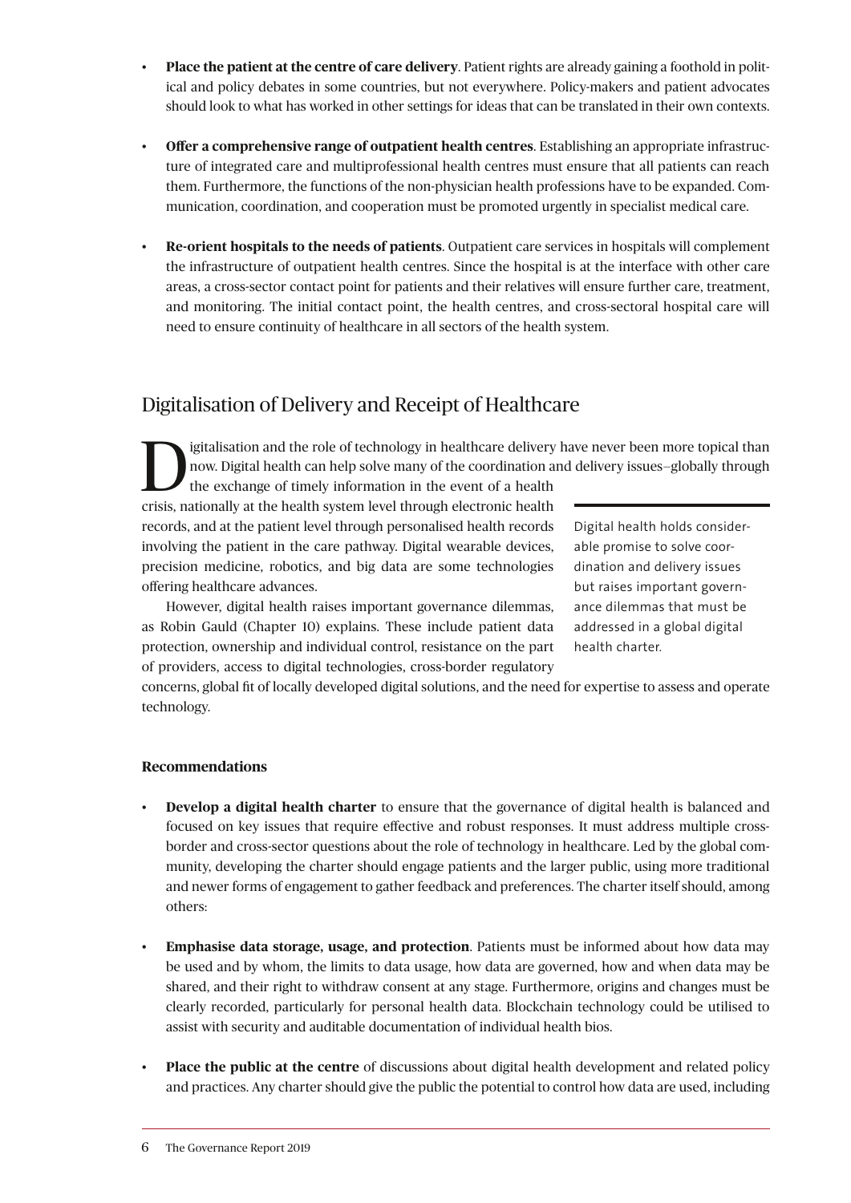- **Place the patient at the centre of care delivery**. Patient rights are already gaining a foothold in political and policy debates in some countries, but not everywhere. Policy-makers and patient advocates should look to what has worked in other settings for ideas that can be translated in their own contexts.

- **Offer a comprehensive range of outpatient health centres**. Establishing an appropriate infrastructure of integrated care and multiprofessional health centres must ensure that all patients can reach them. Furthermore, the functions of the non-physician health professions have to be expanded. Communication, coordination, and cooperation must be promoted urgently in specialist medical care.

- **Re-orient hospitals to the needs of patients**. Outpatient care services in hospitals will complement the infrastructure of outpatient health centres. Since the hospital is at the interface with other care areas, a cross-sector contact point for patients and their relatives will ensure further care, treatment, and monitoring. The initial contact point, the health centres, and cross-sectoral hospital care will need to ensure continuity of healthcare in all sectors of the health system.

## Digitalisation of Delivery and Receipt of Healthcare

Digitalisation and the role of technology in healthcare delivery have never been more topical than now. Digital health can help solve many of the coordination and delivery issues–globally through the exchange of timely information in the event of a health crisis, nationally at the health system level through electronic health records, and at the patient level through personalised health records involving the patient in the care pathway. Digital wearable devices, precision medicine, robotics, and big data are some technologies offering healthcare advances.

However, digital health raises important governance dilemmas, as Robin Gauld (Chapter 10) explains. These include patient data protection, ownership and individual control, resistance on the part of providers, access to digital technologies, cross-border regulatory concerns, global fit of locally developed digital solutions, and the need for expertise to assess and operate technology.

> Digital health holds considerable promise to solve coordination and delivery issues but raises important governance dilemmas that must be addressed in a global digital health charter.

**Recommendations**

- **Develop a digital health charter** to ensure that the governance of digital health is balanced and focused on key issues that require effective and robust responses. It must address multiple cross-border and cross-sector questions about the role of technology in healthcare. Led by the global community, developing the charter should engage patients and the larger public, using more traditional and newer forms of engagement to gather feedback and preferences. The charter itself should, among others:

- **Emphasise data storage, usage, and protection**. Patients must be informed about how data may be used and by whom, the limits to data usage, how data are governed, how and when data may be shared, and their right to withdraw consent at any stage. Furthermore, origins and changes must be clearly recorded, particularly for personal health data. Blockchain technology could be utilised to assist with security and auditable documentation of individual health bios.

- **Place the public at the centre** of discussions about digital health development and related policy and practices. Any charter should give the public the potential to control how data are used, including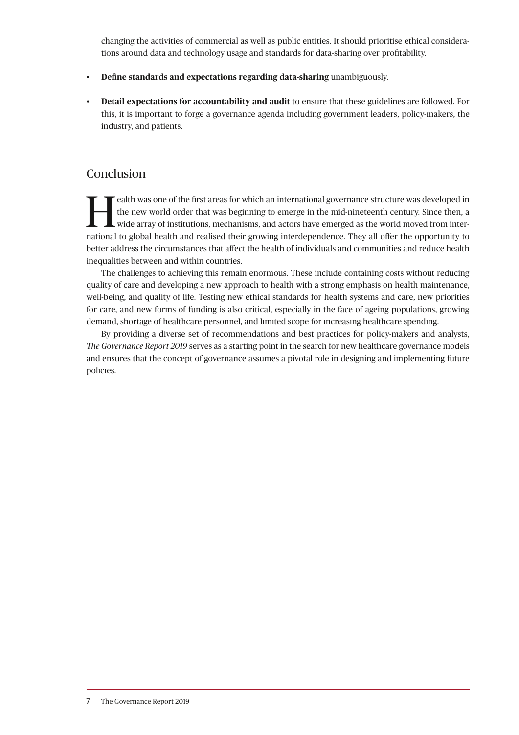changing the activities of commercial as well as public entities. It should prioritise ethical considerations around data and technology usage and standards for data-sharing over profitability.

- **Define standards and expectations regarding data-sharing** unambiguously.
- **Detail expectations for accountability and audit** to ensure that these guidelines are followed. For this, it is important to forge a governance agenda including government leaders, policy-makers, the industry, and patients.

## Conclusion

Health was one of the first areas for which an international governance structure was developed in the new world order that was beginning to emerge in the mid-nineteenth century. Since then, a wide array of institutions, mechanisms, and actors have emerged as the world moved from international to global health and realised their growing interdependence. They all offer the opportunity to better address the circumstances that affect the health of individuals and communities and reduce health inequalities between and within countries.

The challenges to achieving this remain enormous. These include containing costs without reducing quality of care and developing a new approach to health with a strong emphasis on health maintenance, well-being, and quality of life. Testing new ethical standards for health systems and care, new priorities for care, and new forms of funding is also critical, especially in the face of ageing populations, growing demand, shortage of healthcare personnel, and limited scope for increasing healthcare spending.

By providing a diverse set of recommendations and best practices for policy-makers and analysts, *The Governance Report 2019* serves as a starting point in the search for new healthcare governance models and ensures that the concept of governance assumes a pivotal role in designing and implementing future policies.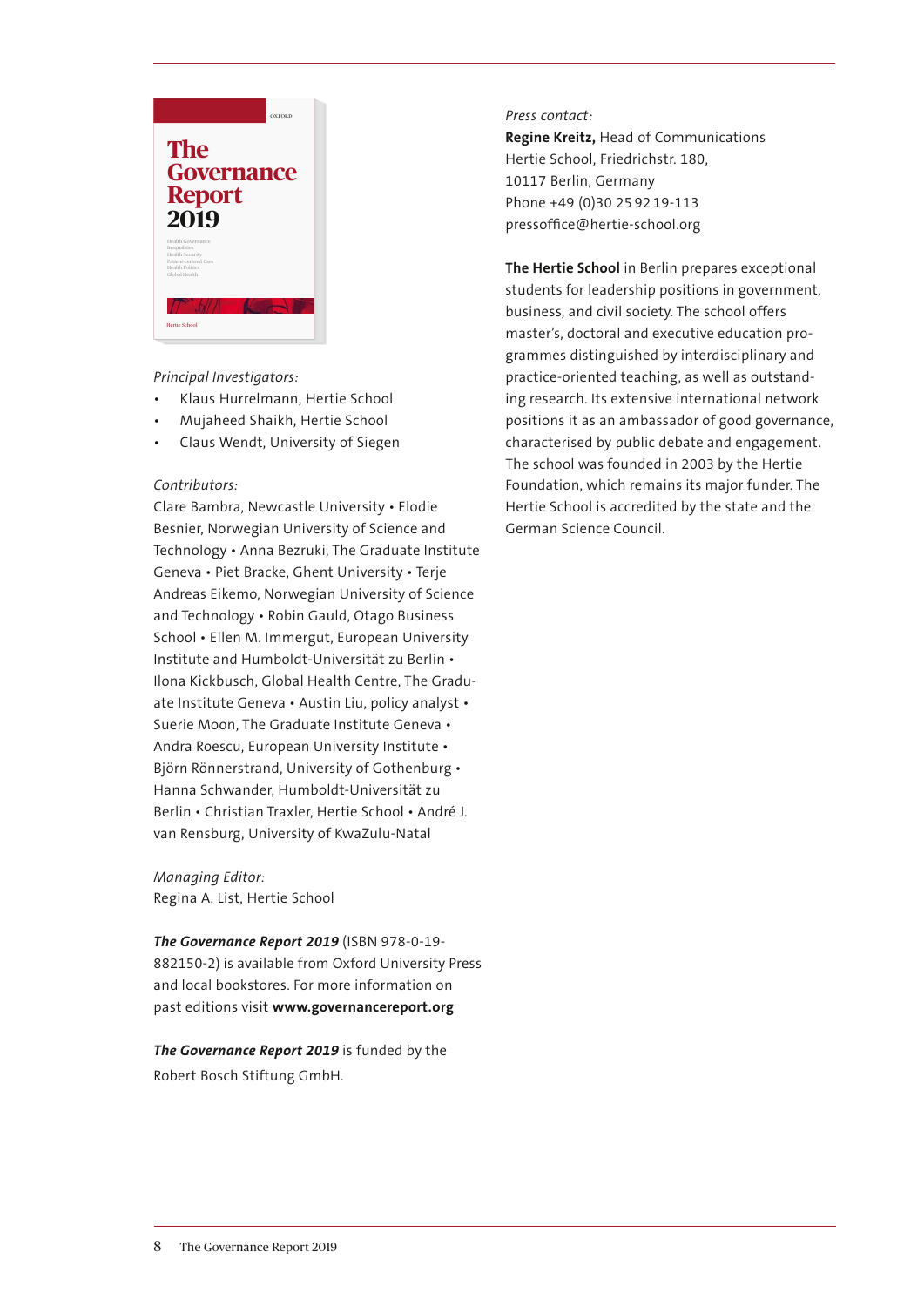*Principal Investigators:*

- Klaus Hurrelmann, Hertie School
- Mujaheed Shaikh, Hertie School
- Claus Wendt, University of Siegen

*Contributors:*

Clare Bambra, Newcastle University • Elodie Besnier, Norwegian University of Science and Technology • Anna Bezruki, The Graduate Institute Geneva • Piet Bracke, Ghent University • Terje Andreas Eikemo, Norwegian University of Science and Technology • Robin Gauld, Otago Business School • Ellen M. Immergut, European University Institute and Humboldt-Universität zu Berlin • Ilona Kickbusch, Global Health Centre, The Graduate Institute Geneva • Austin Liu, policy analyst • Suerie Moon, The Graduate Institute Geneva • Andra Roescu, European University Institute • Björn Rönnerstrand, University of Gothenburg • Hanna Schwander, Humboldt-Universität zu Berlin • Christian Traxler, Hertie School • André J. van Rensburg, University of KwaZulu-Natal

*Managing Editor:*

Regina A. List, Hertie School

***The Governance Report 2019*** (ISBN 978-0-19-882150-2) is available from Oxford University Press and local bookstores. For more information on past editions visit **www.governancereport.org**

***The Governance Report 2019*** is funded by the Robert Bosch Stiftung GmbH.

*Press contact:*

**Regine Kreitz,** Head of Communications
Hertie School, Friedrichstr. 180,
10117 Berlin, Germany
Phone +49 (0)30 25 92 19-113
pressoffice@hertie-school.org

**The Hertie School** in Berlin prepares exceptional students for leadership positions in government, business, and civil society. The school offers master's, doctoral and executive education programmes distinguished by interdisciplinary and practice-oriented teaching, as well as outstanding research. Its extensive international network positions it as an ambassador of good governance, characterised by public debate and engagement. The school was founded in 2003 by the Hertie Foundation, which remains its major funder. The Hertie School is accredited by the state and the German Science Council.